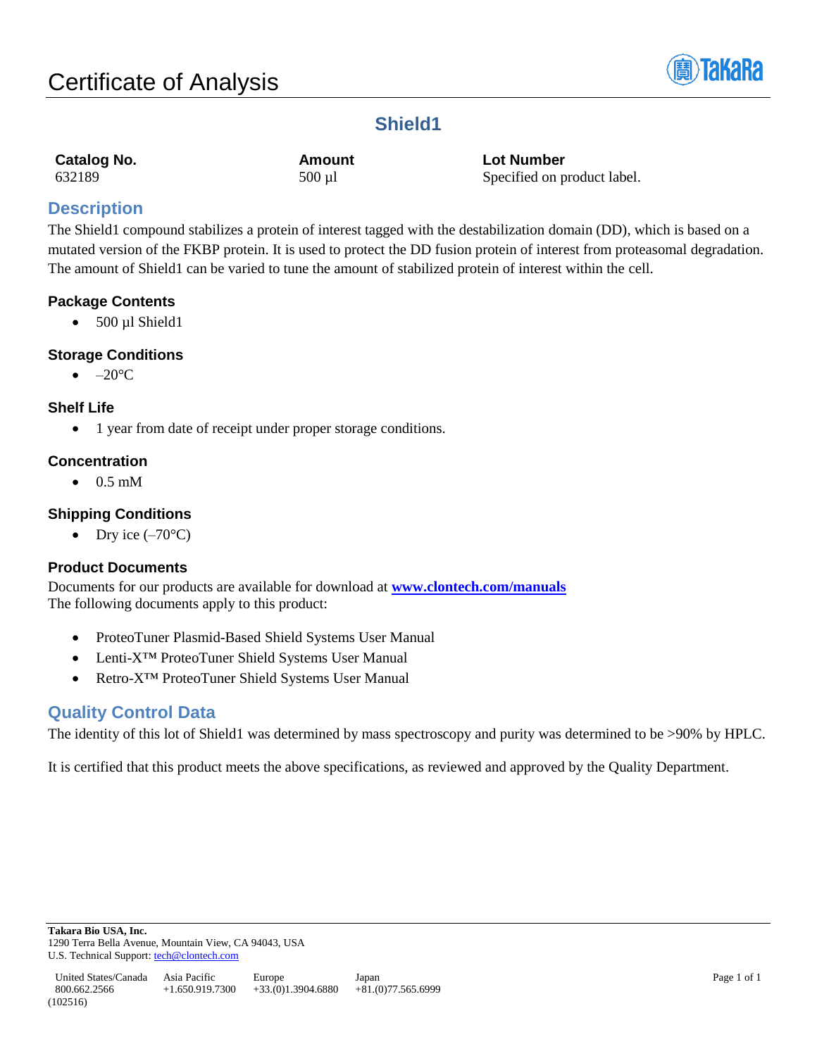# Certificate of Analysis

## Shield1

| Catalog No. | Amount | Lot Number |
|---|---|---|
| 632189 | 500 µl | Specified on product label. |

## Description

The Shield1 compound stabilizes a protein of interest tagged with the destabilization domain (DD), which is based on a mutated version of the FKBP protein. It is used to protect the DD fusion protein of interest from proteasomal degradation. The amount of Shield1 can be varied to tune the amount of stabilized protein of interest within the cell.

### Package Contents

- 500 µl Shield1

### Storage Conditions

- –20°C

### Shelf Life

- 1 year from date of receipt under proper storage conditions.

### Concentration

- 0.5 mM

### Shipping Conditions

- Dry ice (–70°C)

### Product Documents

Documents for our products are available for download at **www.clontech.com/manuals**
The following documents apply to this product:

- ProteoTuner Plasmid-Based Shield Systems User Manual
- Lenti-X™ ProteoTuner Shield Systems User Manual
- Retro-X™ ProteoTuner Shield Systems User Manual

## Quality Control Data

The identity of this lot of Shield1 was determined by mass spectroscopy and purity was determined to be >90% by HPLC.

It is certified that this product meets the above specifications, as reviewed and approved by the Quality Department.

**Takara Bio USA, Inc.**
1290 Terra Bella Avenue, Mountain View, CA 94043, USA
U.S. Technical Support: tech@clontech.com

| United States/Canada | Asia Pacific | Europe | Japan |
|---|---|---|---|
| 800.662.2566 | +1.650.919.7300 | +33.(0)1.3904.6880 | +81.(0)77.565.6999 |

(102516)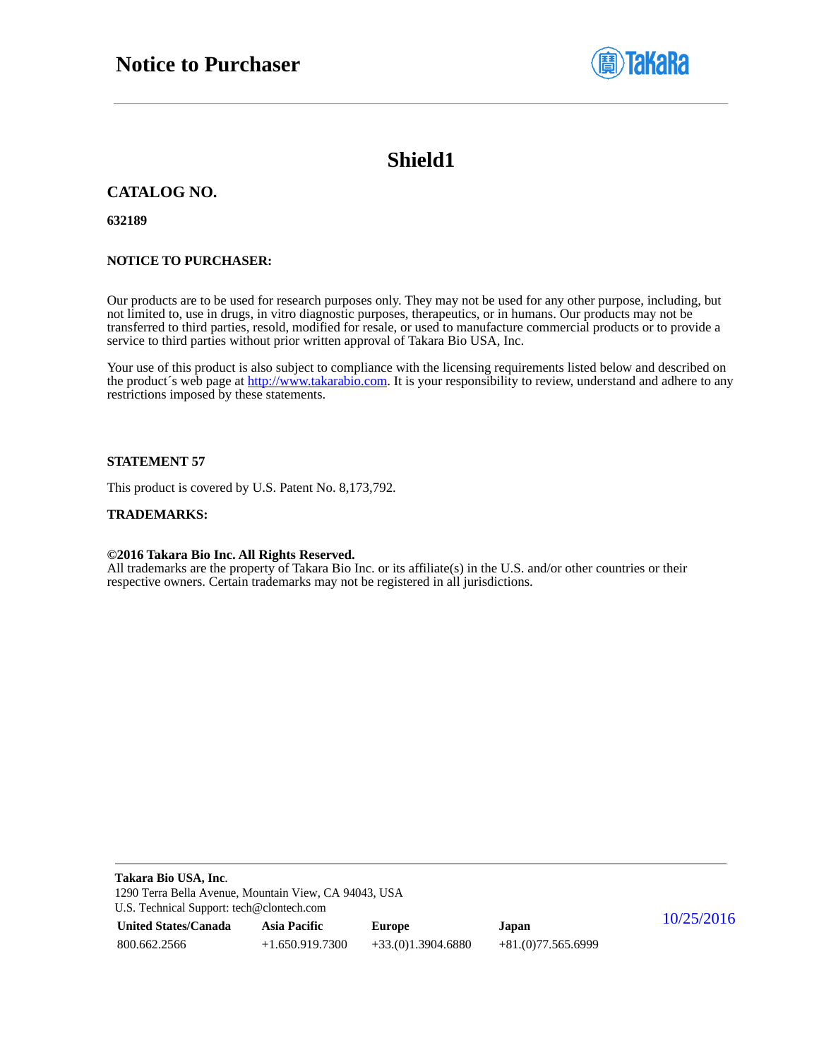# Notice to Purchaser

## Shield1

### CATALOG NO.

**632189**

**NOTICE TO PURCHASER:**

Our products are to be used for research purposes only. They may not be used for any other purpose, including, but not limited to, use in drugs, in vitro diagnostic purposes, therapeutics, or in humans. Our products may not be transferred to third parties, resold, modified for resale, or used to manufacture commercial products or to provide a service to third parties without prior written approval of Takara Bio USA, Inc.

Your use of this product is also subject to compliance with the licensing requirements listed below and described on the product´s web page at http://www.takarabio.com. It is your responsibility to review, understand and adhere to any restrictions imposed by these statements.

**STATEMENT 57**

This product is covered by U.S. Patent No. 8,173,792.

**TRADEMARKS:**

**©2016 Takara Bio Inc. All Rights Reserved.**
All trademarks are the property of Takara Bio Inc. or its affiliate(s) in the U.S. and/or other countries or their respective owners. Certain trademarks may not be registered in all jurisdictions.

**Takara Bio USA, Inc**.
1290 Terra Bella Avenue, Mountain View, CA 94043, USA
U.S. Technical Support: tech@clontech.com

| United States/Canada | Asia Pacific | Europe | Japan |
|---|---|---|---|
| 800.662.2566 | +1.650.919.7300 | +33.(0)1.3904.6880 | +81.(0)77.565.6999 |

10/25/2016